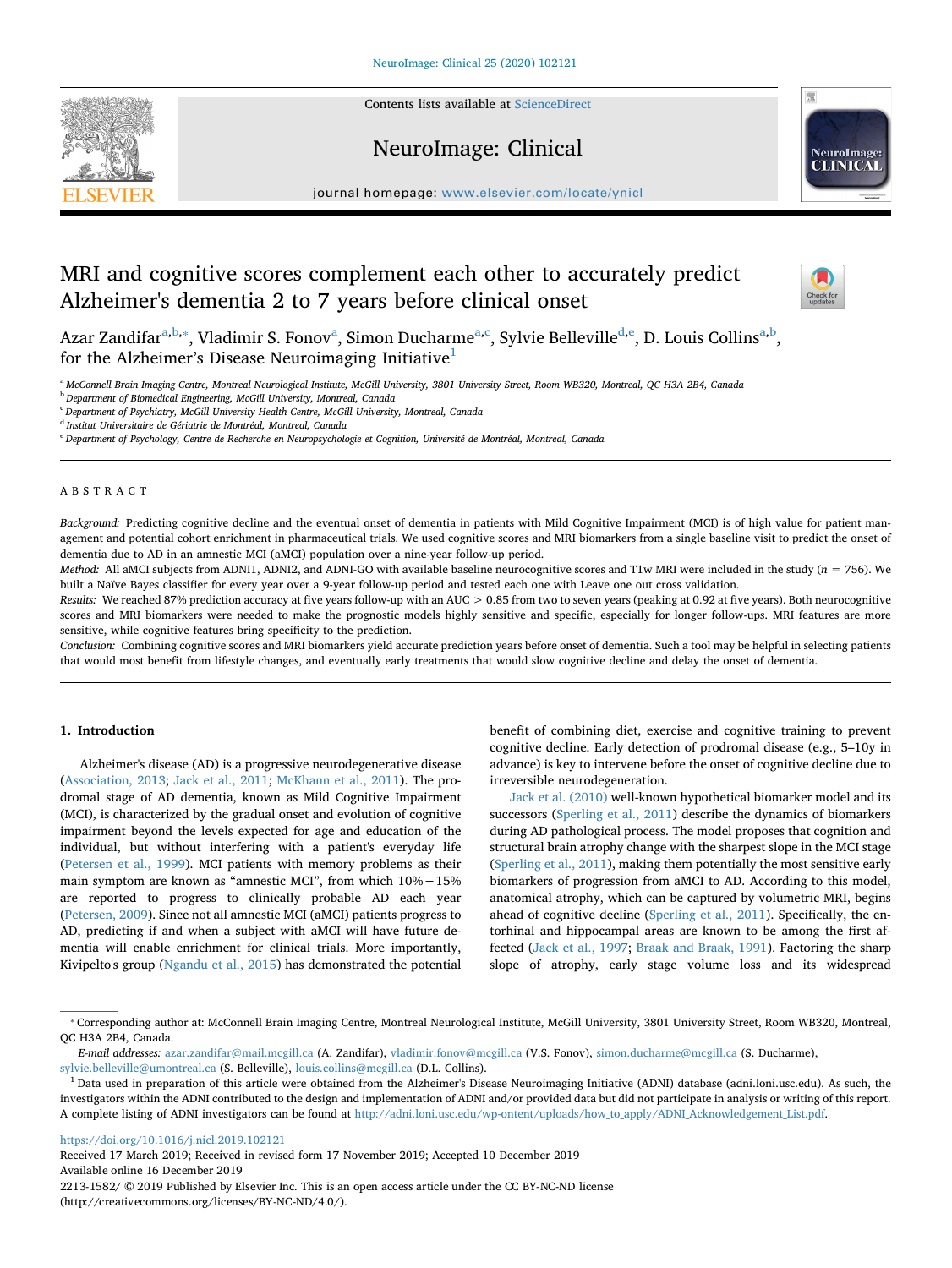# MRI and cognitive scores complement each other to accurately predict Alzheimer's dementia 2 to 7 years before clinical onset

Azar Zandifar[a,b,*], Vladimir S. Fonov[a], Simon Ducharme[a,c], Sylvie Belleville[d,e], D. Louis Collins[a,b], for the Alzheimer's Disease Neuroimaging Initiative[1]

[a] McConnell Brain Imaging Centre, Montreal Neurological Institute, McGill University, 3801 University Street, Room WB320, Montreal, QC H3A 2B4, Canada
[b] Department of Biomedical Engineering, McGill University, Montreal, Canada
[c] Department of Psychiatry, McGill University Health Centre, McGill University, Montreal, Canada
[d] Institut Universitaire de Gériatrie de Montréal, Montreal, Canada
[e] Department of Psychology, Centre de Recherche en Neuropsychologie et Cognition, Université de Montréal, Montreal, Canada

## ABSTRACT

*Background:* Predicting cognitive decline and the eventual onset of dementia in patients with Mild Cognitive Impairment (MCI) is of high value for patient management and potential cohort enrichment in pharmaceutical trials. We used cognitive scores and MRI biomarkers from a single baseline visit to predict the onset of dementia due to AD in an amnestic MCI (aMCI) population over a nine-year follow-up period.

*Method:* All aMCI subjects from ADNI1, ADNI2, and ADNI-GO with available baseline neurocognitive scores and T1w MRI were included in the study ($n = 756$). We built a Naïve Bayes classifier for every year over a 9-year follow-up period and tested each one with Leave one out cross validation.

*Results:* We reached 87% prediction accuracy at five years follow-up with an AUC > 0.85 from two to seven years (peaking at 0.92 at five years). Both neurocognitive scores and MRI biomarkers were needed to make the prognostic models highly sensitive and specific, especially for longer follow-ups. MRI features are more sensitive, while cognitive features bring specificity to the prediction.

*Conclusion:* Combining cognitive scores and MRI biomarkers yield accurate prediction years before onset of dementia. Such a tool may be helpful in selecting patients that would most benefit from lifestyle changes, and eventually early treatments that would slow cognitive decline and delay the onset of dementia.

## 1. Introduction

Alzheimer's disease (AD) is a progressive neurodegenerative disease (Association, 2013; Jack et al., 2011; McKhann et al., 2011). The prodromal stage of AD dementia, known as Mild Cognitive Impairment (MCI), is characterized by the gradual onset and evolution of cognitive impairment beyond the levels expected for age and education of the individual, but without interfering with a patient's everyday life (Petersen et al., 1999). MCI patients with memory problems as their main symptom are known as "amnestic MCI", from which 10% − 15% are reported to progress to clinically probable AD each year (Petersen, 2009). Since not all amnestic MCI (aMCI) patients progress to AD, predicting if and when a subject with aMCI will have future dementia will enable enrichment for clinical trials. More importantly, Kivipelto's group (Ngandu et al., 2015) has demonstrated the potential benefit of combining diet, exercise and cognitive training to prevent cognitive decline. Early detection of prodromal disease (e.g., 5–10y in advance) is key to intervene before the onset of cognitive decline due to irreversible neurodegeneration.

Jack et al. (2010) well-known hypothetical biomarker model and its successors (Sperling et al., 2011) describe the dynamics of biomarkers during AD pathological process. The model proposes that cognition and structural brain atrophy change with the sharpest slope in the MCI stage (Sperling et al., 2011), making them potentially the most sensitive early biomarkers of progression from aMCI to AD. According to this model, anatomical atrophy, which can be captured by volumetric MRI, begins ahead of cognitive decline (Sperling et al., 2011). Specifically, the entorhinal and hippocampal areas are known to be among the first affected (Jack et al., 1997; Braak and Braak, 1991). Factoring the sharp slope of atrophy, early stage volume loss and its widespread

---

* Corresponding author at: McConnell Brain Imaging Centre, Montreal Neurological Institute, McGill University, 3801 University Street, Room WB320, Montreal, QC H3A 2B4, Canada.

*E-mail addresses:* azar.zandifar@mail.mcgill.ca (A. Zandifar), vladimir.fonov@mcgill.ca (V.S. Fonov), simon.ducharme@mcgill.ca (S. Ducharme), sylvie.belleville@umontreal.ca (S. Belleville), louis.collins@mcgill.ca (D.L. Collins).

[1] Data used in preparation of this article were obtained from the Alzheimer's Disease Neuroimaging Initiative (ADNI) database (adni.loni.usc.edu). As such, the investigators within the ADNI contributed to the design and implementation of ADNI and/or provided data but did not participate in analysis or writing of this report. A complete listing of ADNI investigators can be found at http://adni.loni.usc.edu/wp-ontent/uploads/how_to_apply/ADNI_Acknowledgement_List.pdf.

https://doi.org/10.1016/j.nicl.2019.102121
Received 17 March 2019; Received in revised form 17 November 2019; Accepted 10 December 2019
Available online 16 December 2019
2213-1582/ © 2019 Published by Elsevier Inc. This is an open access article under the CC BY-NC-ND license (http://creativecommons.org/licenses/BY-NC-ND/4.0/).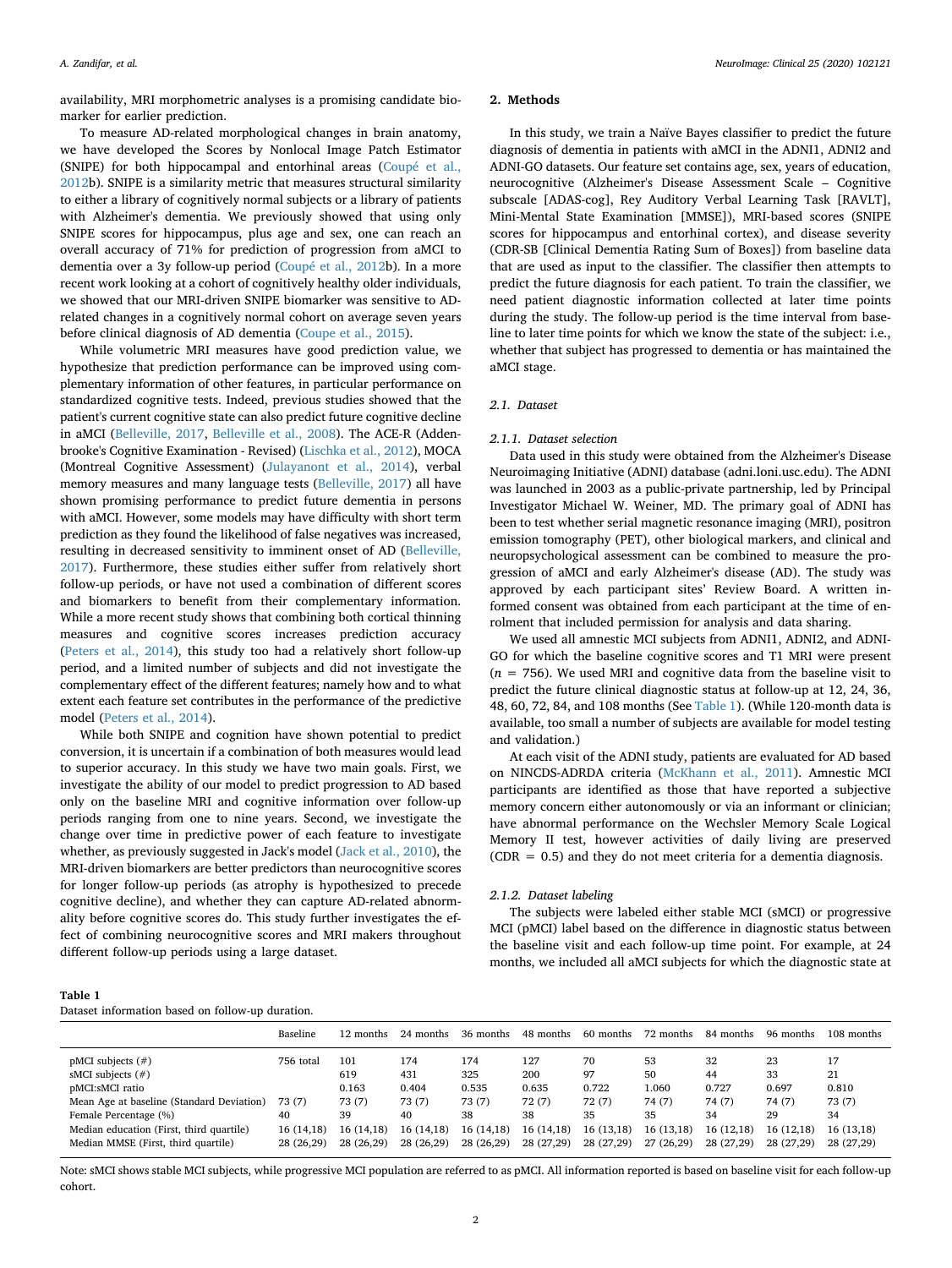availability, MRI morphometric analyses is a promising candidate biomarker for earlier prediction.

To measure AD-related morphological changes in brain anatomy, we have developed the Scores by Nonlocal Image Patch Estimator (SNIPE) for both hippocampal and entorhinal areas (Coupé et al., 2012b). SNIPE is a similarity metric that measures structural similarity to either a library of cognitively normal subjects or a library of patients with Alzheimer's dementia. We previously showed that using only SNIPE scores for hippocampus, plus age and sex, one can reach an overall accuracy of 71% for prediction of progression from aMCI to dementia over a 3y follow-up period (Coupé et al., 2012b). In a more recent work looking at a cohort of cognitively healthy older individuals, we showed that our MRI-driven SNIPE biomarker was sensitive to AD-related changes in a cognitively normal cohort on average seven years before clinical diagnosis of AD dementia (Coupe et al., 2015).

While volumetric MRI measures have good prediction value, we hypothesize that prediction performance can be improved using complementary information of other features, in particular performance on standardized cognitive tests. Indeed, previous studies showed that the patient's current cognitive state can also predict future cognitive decline in aMCI (Belleville, 2017, Belleville et al., 2008). The ACE-R (Addenbrooke's Cognitive Examination - Revised) (Lischka et al., 2012), MOCA (Montreal Cognitive Assessment) (Julayanont et al., 2014), verbal memory measures and many language tests (Belleville, 2017) all have shown promising performance to predict future dementia in persons with aMCI. However, some models may have difficulty with short term prediction as they found the likelihood of false negatives was increased, resulting in decreased sensitivity to imminent onset of AD (Belleville, 2017). Furthermore, these studies either suffer from relatively short follow-up periods, or have not used a combination of different scores and biomarkers to benefit from their complementary information. While a more recent study shows that combining both cortical thinning measures and cognitive scores increases prediction accuracy (Peters et al., 2014), this study too had a relatively short follow-up period, and a limited number of subjects and did not investigate the complementary effect of the different features; namely how and to what extent each feature set contributes in the performance of the predictive model (Peters et al., 2014).

While both SNIPE and cognition have shown potential to predict conversion, it is uncertain if a combination of both measures would lead to superior accuracy. In this study we have two main goals. First, we investigate the ability of our model to predict progression to AD based only on the baseline MRI and cognitive information over follow-up periods ranging from one to nine years. Second, we investigate the change over time in predictive power of each feature to investigate whether, as previously suggested in Jack's model (Jack et al., 2010), the MRI-driven biomarkers are better predictors than neurocognitive scores for longer follow-up periods (as atrophy is hypothesized to precede cognitive decline), and whether they can capture AD-related abnormality before cognitive scores do. This study further investigates the effect of combining neurocognitive scores and MRI makers throughout different follow-up periods using a large dataset.

## 2. Methods

In this study, we train a Naïve Bayes classifier to predict the future diagnosis of dementia in patients with aMCI in the ADNI1, ADNI2 and ADNI-GO datasets. Our feature set contains age, sex, years of education, neurocognitive (Alzheimer's Disease Assessment Scale – Cognitive subscale [ADAS-cog], Rey Auditory Verbal Learning Task [RAVLT], Mini-Mental State Examination [MMSE]), MRI-based scores (SNIPE scores for hippocampus and entorhinal cortex), and disease severity (CDR-SB [Clinical Dementia Rating Sum of Boxes]) from baseline data that are used as input to the classifier. The classifier then attempts to predict the future diagnosis for each patient. To train the classifier, we need patient diagnostic information collected at later time points during the study. The follow-up period is the time interval from baseline to later time points for which we know the state of the subject: i.e., whether that subject has progressed to dementia or has maintained the aMCI stage.

### 2.1. Dataset

#### 2.1.1. Dataset selection

Data used in this study were obtained from the Alzheimer's Disease Neuroimaging Initiative (ADNI) database (adni.loni.usc.edu). The ADNI was launched in 2003 as a public-private partnership, led by Principal Investigator Michael W. Weiner, MD. The primary goal of ADNI has been to test whether serial magnetic resonance imaging (MRI), positron emission tomography (PET), other biological markers, and clinical and neuropsychological assessment can be combined to measure the progression of aMCI and early Alzheimer's disease (AD). The study was approved by each participant sites' Review Board. A written informed consent was obtained from each participant at the time of enrolment that included permission for analysis and data sharing.

We used all amnestic MCI subjects from ADNI1, ADNI2, and ADNI-GO for which the baseline cognitive scores and T1 MRI were present ($n$ = 756). We used MRI and cognitive data from the baseline visit to predict the future clinical diagnostic status at follow-up at 12, 24, 36, 48, 60, 72, 84, and 108 months (See Table 1). (While 120-month data is available, too small a number of subjects are available for model testing and validation.)

At each visit of the ADNI study, patients are evaluated for AD based on NINCDS-ADRDA criteria (McKhann et al., 2011). Amnestic MCI participants are identified as those that have reported a subjective memory concern either autonomously or via an informant or clinician; have abnormal performance on the Wechsler Memory Scale Logical Memory II test, however activities of daily living are preserved (CDR = 0.5) and they do not meet criteria for a dementia diagnosis.

#### 2.1.2. Dataset labeling

The subjects were labeled either stable MCI (sMCI) or progressive MCI (pMCI) label based on the difference in diagnostic status between the baseline visit and each follow-up time point. For example, at 24 months, we included all aMCI subjects for which the diagnostic state at

**Table 1**
Dataset information based on follow-up duration.

| | Baseline | 12 months | 24 months | 36 months | 48 months | 60 months | 72 months | 84 months | 96 months | 108 months |
|---|---|---|---|---|---|---|---|---|---|---|
| pMCI subjects (#) | 756 total | 101 | 174 | 174 | 127 | 70 | 53 | 32 | 23 | 17 |
| sMCI subjects (#) | | 619 | 431 | 325 | 200 | 97 | 50 | 44 | 33 | 21 |
| pMCI:sMCI ratio | | 0.163 | 0.404 | 0.535 | 0.635 | 0.722 | 1.060 | 0.727 | 0.697 | 0.810 |
| Mean Age at baseline (Standard Deviation) | 73 (7) | 73 (7) | 73 (7) | 73 (7) | 72 (7) | 72 (7) | 74 (7) | 74 (7) | 74 (7) | 73 (7) |
| Female Percentage (%) | 40 | 39 | 40 | 38 | 38 | 35 | 35 | 34 | 29 | 34 |
| Median education (First, third quartile) | 16 (14,18) | 16 (14,18) | 16 (14,18) | 16 (14,18) | 16 (14,18) | 16 (13,18) | 16 (13,18) | 16 (12,18) | 16 (12,18) | 16 (13,18) |
| Median MMSE (First, third quartile) | 28 (26,29) | 28 (26,29) | 28 (26,29) | 28 (26,29) | 28 (27,29) | 28 (27,29) | 27 (26,29) | 28 (27,29) | 28 (27,29) | 28 (27,29) |

Note: sMCI shows stable MCI subjects, while progressive MCI population are referred to as pMCI. All information reported is based on baseline visit for each follow-up cohort.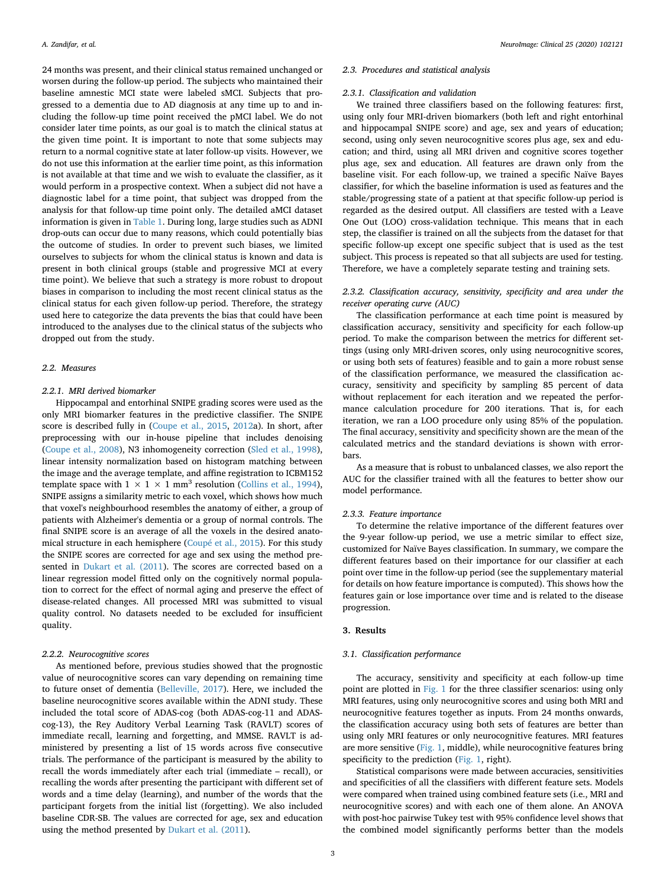24 months was present, and their clinical status remained unchanged or worsen during the follow-up period. The subjects who maintained their baseline amnestic MCI state were labeled sMCI. Subjects that progressed to a dementia due to AD diagnosis at any time up to and including the follow-up time point received the pMCI label. We do not consider later time points, as our goal is to match the clinical status at the given time point. It is important to note that some subjects may return to a normal cognitive state at later follow-up visits. However, we do not use this information at the earlier time point, as this information is not available at that time and we wish to evaluate the classifier, as it would perform in a prospective context. When a subject did not have a diagnostic label for a time point, that subject was dropped from the analysis for that follow-up time point only. The detailed aMCI dataset information is given in Table 1. During long, large studies such as ADNI drop-outs can occur due to many reasons, which could potentially bias the outcome of studies. In order to prevent such biases, we limited ourselves to subjects for whom the clinical status is known and data is present in both clinical groups (stable and progressive MCI at every time point). We believe that such a strategy is more robust to dropout biases in comparison to including the most recent clinical status as the clinical status for each given follow-up period. Therefore, the strategy used here to categorize the data prevents the bias that could have been introduced to the analyses due to the clinical status of the subjects who dropped out from the study.

## 2.2. Measures

### 2.2.1. MRI derived biomarker

Hippocampal and entorhinal SNIPE grading scores were used as the only MRI biomarker features in the predictive classifier. The SNIPE score is described fully in (Coupe et al., 2015, 2012a). In short, after preprocessing with our in-house pipeline that includes denoising (Coupe et al., 2008), N3 inhomogeneity correction (Sled et al., 1998), linear intensity normalization based on histogram matching between the image and the average template, and affine registration to ICBM152 template space with 1 × 1 × 1 mm$^3$ resolution (Collins et al., 1994), SNIPE assigns a similarity metric to each voxel, which shows how much that voxel's neighbourhood resembles the anatomy of either, a group of patients with Alzheimer's dementia or a group of normal controls. The final SNIPE score is an average of all the voxels in the desired anatomical structure in each hemisphere (Coupé et al., 2015). For this study the SNIPE scores are corrected for age and sex using the method presented in Dukart et al. (2011). The scores are corrected based on a linear regression model fitted only on the cognitively normal population to correct for the effect of normal aging and preserve the effect of disease-related changes. All processed MRI was submitted to visual quality control. No datasets needed to be excluded for insufficient quality.

### 2.2.2. Neurocognitive scores

As mentioned before, previous studies showed that the prognostic value of neurocognitive scores can vary depending on remaining time to future onset of dementia (Belleville, 2017). Here, we included the baseline neurocognitive scores available within the ADNI study. These included the total score of ADAS-cog (both ADAS-cog-11 and ADAS-cog-13), the Rey Auditory Verbal Learning Task (RAVLT) scores of immediate recall, learning and forgetting, and MMSE. RAVLT is administered by presenting a list of 15 words across five consecutive trials. The performance of the participant is measured by the ability to recall the words immediately after each trial (immediate – recall), or recalling the words after presenting the participant with different set of words and a time delay (learning), and number of the words that the participant forgets from the initial list (forgetting). We also included baseline CDR-SB. The values are corrected for age, sex and education using the method presented by Dukart et al. (2011).

## 2.3. Procedures and statistical analysis

### 2.3.1. Classification and validation

We trained three classifiers based on the following features: first, using only four MRI-driven biomarkers (both left and right entorhinal and hippocampal SNIPE score) and age, sex and years of education; second, using only seven neurocognitive scores plus age, sex and education; and third, using all MRI driven and cognitive scores together plus age, sex and education. All features are drawn only from the baseline visit. For each follow-up, we trained a specific Naïve Bayes classifier, for which the baseline information is used as features and the stable/progressing state of a patient at that specific follow-up period is regarded as the desired output. All classifiers are tested with a Leave One Out (LOO) cross-validation technique. This means that in each step, the classifier is trained on all the subjects from the dataset for that specific follow-up except one specific subject that is used as the test subject. This process is repeated so that all subjects are used for testing. Therefore, we have a completely separate testing and training sets.

### 2.3.2. Classification accuracy, sensitivity, specificity and area under the receiver operating curve (AUC)

The classification performance at each time point is measured by classification accuracy, sensitivity and specificity for each follow-up period. To make the comparison between the metrics for different settings (using only MRI-driven scores, only using neurocognitive scores, or using both sets of features) feasible and to gain a more robust sense of the classification performance, we measured the classification accuracy, sensitivity and specificity by sampling 85 percent of data without replacement for each iteration and we repeated the performance calculation procedure for 200 iterations. That is, for each iteration, we ran a LOO procedure only using 85% of the population. The final accuracy, sensitivity and specificity shown are the mean of the calculated metrics and the standard deviations is shown with error-bars.

As a measure that is robust to unbalanced classes, we also report the AUC for the classifier trained with all the features to better show our model performance.

### 2.3.3. Feature importance

To determine the relative importance of the different features over the 9-year follow-up period, we use a metric similar to effect size, customized for Naïve Bayes classification. In summary, we compare the different features based on their importance for our classifier at each point over time in the follow-up period (see the supplementary material for details on how feature importance is computed). This shows how the features gain or lose importance over time and is related to the disease progression.

# 3. Results

## 3.1. Classification performance

The accuracy, sensitivity and specificity at each follow-up time point are plotted in Fig. 1 for the three classifier scenarios: using only MRI features, using only neurocognitive scores and using both MRI and neurocognitive features together as inputs. From 24 months onwards, the classification accuracy using both sets of features are better than using only MRI features or only neurocognitive features. MRI features are more sensitive (Fig. 1, middle), while neurocognitive features bring specificity to the prediction (Fig. 1, right).

Statistical comparisons were made between accuracies, sensitivities and specificities of all the classifiers with different feature sets. Models were compared when trained using combined feature sets (i.e., MRI and neurocognitive scores) and with each one of them alone. An ANOVA with post-hoc pairwise Tukey test with 95% confidence level shows that the combined model significantly performs better than the models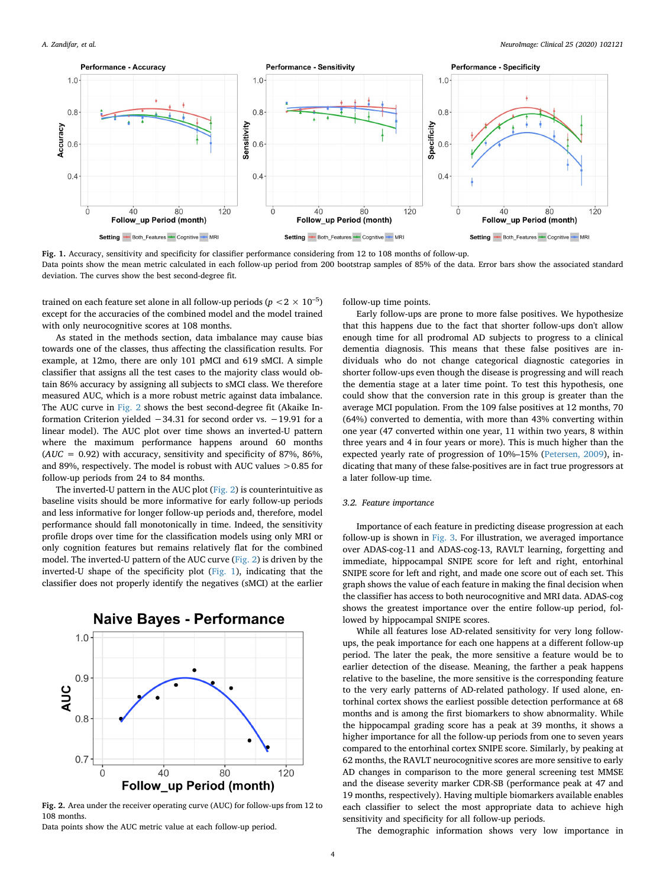Fig. 1. Accuracy, sensitivity and specificity for classifier performance considering from 12 to 108 months of follow-up.
Data points show the mean metric calculated in each follow-up period from 200 bootstrap samples of 85% of the data. Error bars show the associated standard deviation. The curves show the best second-degree fit.

trained on each feature set alone in all follow-up periods ($p < 2 \times 10^{-5}$) except for the accuracies of the combined model and the model trained with only neurocognitive scores at 108 months.

As stated in the methods section, data imbalance may cause bias towards one of the classes, thus affecting the classification results. For example, at 12mo, there are only 101 pMCI and 619 sMCI. A simple classifier that assigns all the test cases to the majority class would obtain 86% accuracy by assigning all subjects to sMCI class. We therefore measured AUC, which is a more robust metric against data imbalance. The AUC curve in Fig. 2 shows the best second-degree fit (Akaike Information Criterion yielded −34.31 for second order vs. −19.91 for a linear model). The AUC plot over time shows an inverted-U pattern where the maximum performance happens around 60 months ($AUC = 0.92$) with accuracy, sensitivity and specificity of 87%, 86%, and 89%, respectively. The model is robust with AUC values >0.85 for follow-up periods from 24 to 84 months.

The inverted-U pattern in the AUC plot (Fig. 2) is counterintuitive as baseline visits should be more informative for early follow-up periods and less informative for longer follow-up periods and, therefore, model performance should fall monotonically in time. Indeed, the sensitivity profile drops over time for the classification models using only MRI or only cognition features but remains relatively flat for the combined model. The inverted-U pattern of the AUC curve (Fig. 2) is driven by the inverted-U shape of the specificity plot (Fig. 1), indicating that the classifier does not properly identify the negatives (sMCI) at the earlier follow-up time points.

Fig. 2. Area under the receiver operating curve (AUC) for follow-ups from 12 to 108 months.
Data points show the AUC metric value at each follow-up period.

Early follow-ups are prone to more false positives. We hypothesize that this happens due to the fact that shorter follow-ups don't allow enough time for all prodromal AD subjects to progress to a clinical dementia diagnosis. This means that these false positives are individuals who do not change categorical diagnostic categories in shorter follow-ups even though the disease is progressing and will reach the dementia stage at a later time point. To test this hypothesis, one could show that the conversion rate in this group is greater than the average MCI population. From the 109 false positives at 12 months, 70 (64%) converted to dementia, with more than 43% converting within one year (47 converted within one year, 11 within two years, 8 within three years and 4 in four years or more). This is much higher than the expected yearly rate of progression of 10%–15% (Petersen, 2009), indicating that many of these false-positives are in fact true progressors at a later follow-up time.

### 3.2. Feature importance

Importance of each feature in predicting disease progression at each follow-up is shown in Fig. 3. For illustration, we averaged importance over ADAS-cog-11 and ADAS-cog-13, RAVLT learning, forgetting and immediate, hippocampal SNIPE score for left and right, entorhinal SNIPE score for left and right, and made one score out of each set. This graph shows the value of each feature in making the final decision when the classifier has access to both neurocognitive and MRI data. ADAS-cog shows the greatest importance over the entire follow-up period, followed by hippocampal SNIPE scores.

While all features lose AD-related sensitivity for very long follow-ups, the peak importance for each one happens at a different follow-up period. The later the peak, the more sensitive a feature would be to earlier detection of the disease. Meaning, the farther a peak happens relative to the baseline, the more sensitive is the corresponding feature to the very early patterns of AD-related pathology. If used alone, entorhinal cortex shows the earliest possible detection performance at 68 months and is among the first biomarkers to show abnormality. While the hippocampal grading score has a peak at 39 months, it shows a higher importance for all the follow-up periods from one to seven years compared to the entorhinal cortex SNIPE score. Similarly, by peaking at 62 months, the RAVLT neurocognitive scores are more sensitive to early AD changes in comparison to the more general screening test MMSE and the disease severity marker CDR-SB (performance peak at 47 and 19 months, respectively). Having multiple biomarkers available enables each classifier to select the most appropriate data to achieve high sensitivity and specificity for all follow-up periods.

The demographic information shows very low importance in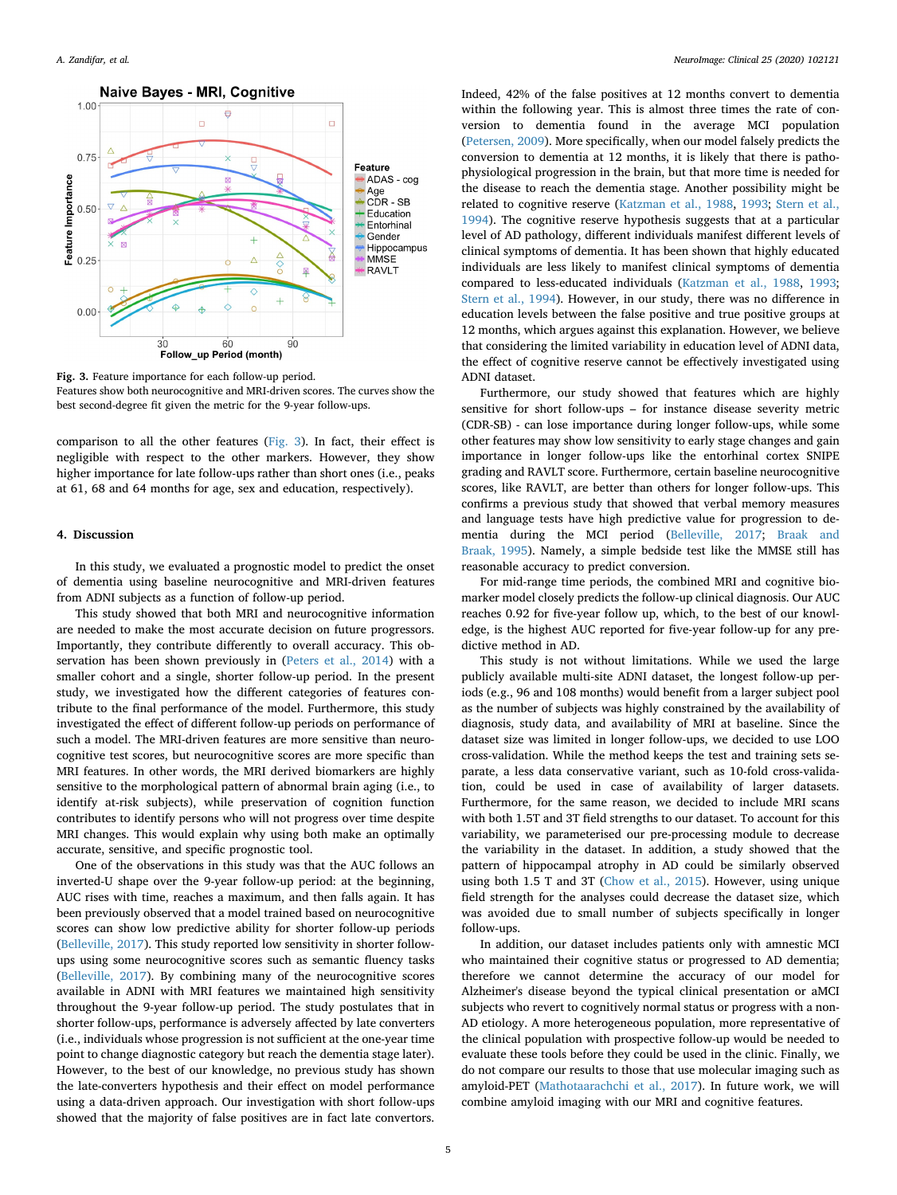Fig. 3. Feature importance for each follow-up period.
Features show both neurocognitive and MRI-driven scores. The curves show the best second-degree fit given the metric for the 9-year follow-ups.

comparison to all the other features (Fig. 3). In fact, their effect is negligible with respect to the other markers. However, they show higher importance for late follow-ups rather than short ones (i.e., peaks at 61, 68 and 64 months for age, sex and education, respectively).

## 4. Discussion

In this study, we evaluated a prognostic model to predict the onset of dementia using baseline neurocognitive and MRI-driven features from ADNI subjects as a function of follow-up period.

This study showed that both MRI and neurocognitive information are needed to make the most accurate decision on future progressors. Importantly, they contribute differently to overall accuracy. This observation has been shown previously in (Peters et al., 2014) with a smaller cohort and a single, shorter follow-up period. In the present study, we investigated how the different categories of features contribute to the final performance of the model. Furthermore, this study investigated the effect of different follow-up periods on performance of such a model. The MRI-driven features are more sensitive than neurocognitive test scores, but neurocognitive scores are more specific than MRI features. In other words, the MRI derived biomarkers are highly sensitive to the morphological pattern of abnormal brain aging (i.e., to identify at-risk subjects), while preservation of cognition function contributes to identify persons who will not progress over time despite MRI changes. This would explain why using both make an optimally accurate, sensitive, and specific prognostic tool.

One of the observations in this study was that the AUC follows an inverted-U shape over the 9-year follow-up period: at the beginning, AUC rises with time, reaches a maximum, and then falls again. It has been previously observed that a model trained based on neurocognitive scores can show low predictive ability for shorter follow-up periods (Belleville, 2017). This study reported low sensitivity in shorter follow-ups using some neurocognitive scores such as semantic fluency tasks (Belleville, 2017). By combining many of the neurocognitive scores available in ADNI with MRI features we maintained high sensitivity throughout the 9-year follow-up period. The study postulates that in shorter follow-ups, performance is adversely affected by late converters (i.e., individuals whose progression is not sufficient at the one-year time point to change diagnostic category but reach the dementia stage later). However, to the best of our knowledge, no previous study has shown the late-converters hypothesis and their effect on model performance using a data-driven approach. Our investigation with short follow-ups showed that the majority of false positives are in fact late convertors. Indeed, 42% of the false positives at 12 months convert to dementia within the following year. This is almost three times the rate of conversion to dementia found in the average MCI population (Petersen, 2009). More specifically, when our model falsely predicts the conversion to dementia at 12 months, it is likely that there is pathophysiological progression in the brain, but that more time is needed for the disease to reach the dementia stage. Another possibility might be related to cognitive reserve (Katzman et al., 1988, 1993; Stern et al., 1994). The cognitive reserve hypothesis suggests that at a particular level of AD pathology, different individuals manifest different levels of clinical symptoms of dementia. It has been shown that highly educated individuals are less likely to manifest clinical symptoms of dementia compared to less-educated individuals (Katzman et al., 1988, 1993; Stern et al., 1994). However, in our study, there was no difference in education levels between the false positive and true positive groups at 12 months, which argues against this explanation. However, we believe that considering the limited variability in education level of ADNI data, the effect of cognitive reserve cannot be effectively investigated using ADNI dataset.

Furthermore, our study showed that features which are highly sensitive for short follow-ups – for instance disease severity metric (CDR-SB) - can lose importance during longer follow-ups, while some other features may show low sensitivity to early stage changes and gain importance in longer follow-ups like the entorhinal cortex SNIPE grading and RAVLT score. Furthermore, certain baseline neurocognitive scores, like RAVLT, are better than others for longer follow-ups. This confirms a previous study that showed that verbal memory measures and language tests have high predictive value for progression to dementia during the MCI period (Belleville, 2017; Braak and Braak, 1995). Namely, a simple bedside test like the MMSE still has reasonable accuracy to predict conversion.

For mid-range time periods, the combined MRI and cognitive biomarker model closely predicts the follow-up clinical diagnosis. Our AUC reaches 0.92 for five-year follow up, which, to the best of our knowledge, is the highest AUC reported for five-year follow-up for any predictive method in AD.

This study is not without limitations. While we used the large publicly available multi-site ADNI dataset, the longest follow-up periods (e.g., 96 and 108 months) would benefit from a larger subject pool as the number of subjects was highly constrained by the availability of diagnosis, study data, and availability of MRI at baseline. Since the dataset size was limited in longer follow-ups, we decided to use LOO cross-validation. While the method keeps the test and training sets separate, a less data conservative variant, such as 10-fold cross-validation, could be used in case of availability of larger datasets. Furthermore, for the same reason, we decided to include MRI scans with both 1.5T and 3T field strengths to our dataset. To account for this variability, we parameterised our pre-processing module to decrease the variability in the dataset. In addition, a study showed that the pattern of hippocampal atrophy in AD could be similarly observed using both 1.5 T and 3T (Chow et al., 2015). However, using unique field strength for the analyses could decrease the dataset size, which was avoided due to small number of subjects specifically in longer follow-ups.

In addition, our dataset includes patients only with amnestic MCI who maintained their cognitive status or progressed to AD dementia; therefore we cannot determine the accuracy of our model for Alzheimer's disease beyond the typical clinical presentation or aMCI subjects who revert to cognitively normal status or progress with a non-AD etiology. A more heterogeneous population, more representative of the clinical population with prospective follow-up would be needed to evaluate these tools before they could be used in the clinic. Finally, we do not compare our results to those that use molecular imaging such as amyloid-PET (Mathotaarachchi et al., 2017). In future work, we will combine amyloid imaging with our MRI and cognitive features.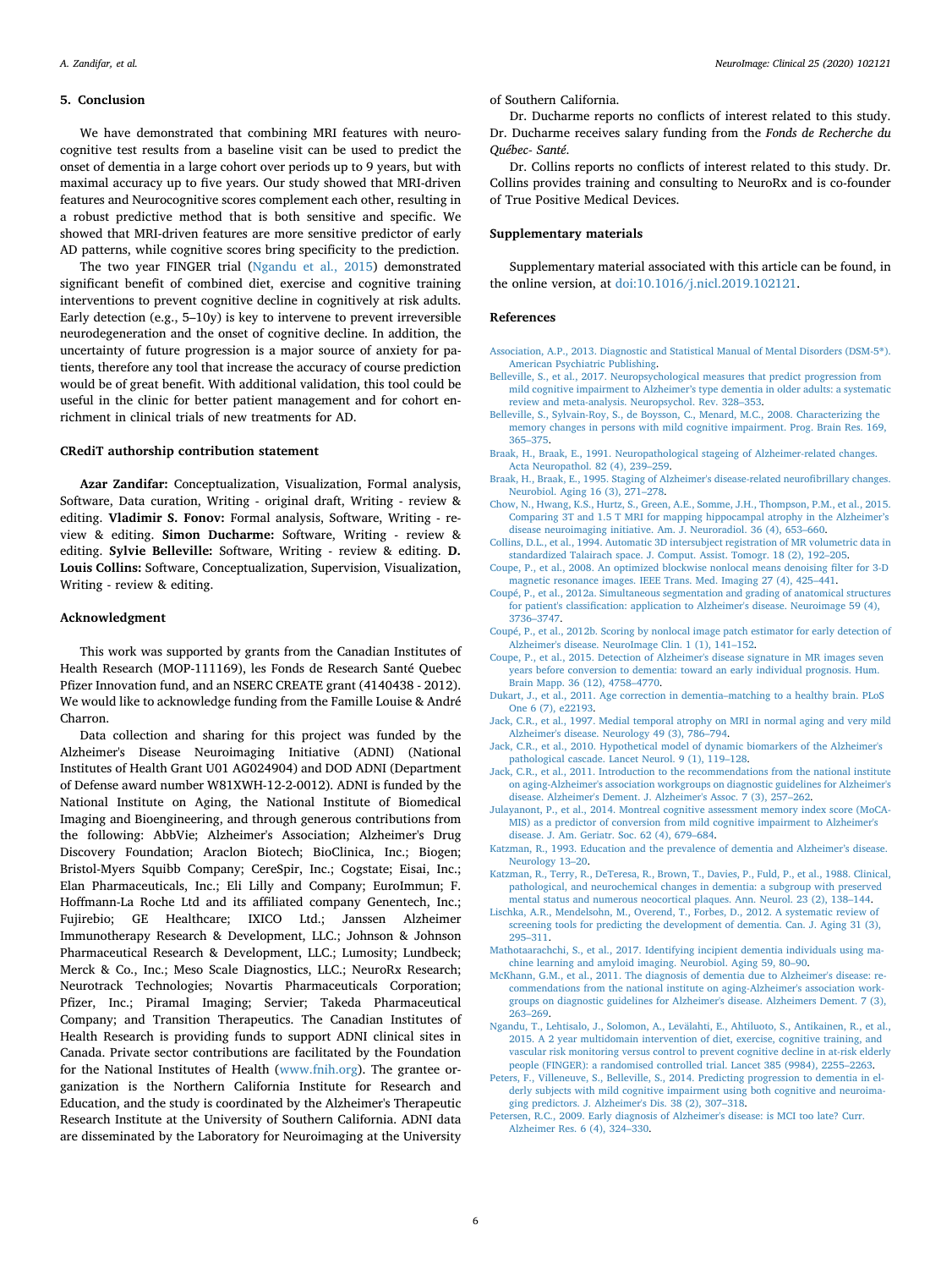## 5. Conclusion

We have demonstrated that combining MRI features with neurocognitive test results from a baseline visit can be used to predict the onset of dementia in a large cohort over periods up to 9 years, but with maximal accuracy up to five years. Our study showed that MRI-driven features and Neurocognitive scores complement each other, resulting in a robust predictive method that is both sensitive and specific. We showed that MRI-driven features are more sensitive predictor of early AD patterns, while cognitive scores bring specificity to the prediction.

The two year FINGER trial (Ngandu et al., 2015) demonstrated significant benefit of combined diet, exercise and cognitive training interventions to prevent cognitive decline in cognitively at risk adults. Early detection (e.g., 5–10y) is key to intervene to prevent irreversible neurodegeneration and the onset of cognitive decline. In addition, the uncertainty of future progression is a major source of anxiety for patients, therefore any tool that increase the accuracy of course prediction would be of great benefit. With additional validation, this tool could be useful in the clinic for better patient management and for cohort enrichment in clinical trials of new treatments for AD.

## CRediT authorship contribution statement

**Azar Zandifar:** Conceptualization, Visualization, Formal analysis, Software, Data curation, Writing - original draft, Writing - review & editing. **Vladimir S. Fonov:** Formal analysis, Software, Writing - review & editing. **Simon Ducharme:** Software, Writing - review & editing. **Sylvie Belleville:** Software, Writing - review & editing. **D. Louis Collins:** Software, Conceptualization, Supervision, Visualization, Writing - review & editing.

## Acknowledgment

This work was supported by grants from the Canadian Institutes of Health Research (MOP-111169), les Fonds de Research Santé Quebec Pfizer Innovation fund, and an NSERC CREATE grant (4140438 - 2012). We would like to acknowledge funding from the Famille Louise & André Charron.

Data collection and sharing for this project was funded by the Alzheimer's Disease Neuroimaging Initiative (ADNI) (National Institutes of Health Grant U01 AG024904) and DOD ADNI (Department of Defense award number W81XWH-12-2-0012). ADNI is funded by the National Institute on Aging, the National Institute of Biomedical Imaging and Bioengineering, and through generous contributions from the following: AbbVie; Alzheimer's Association; Alzheimer's Drug Discovery Foundation; Araclon Biotech; BioClinica, Inc.; Biogen; Bristol-Myers Squibb Company; CereSpir, Inc.; Cogstate; Eisai, Inc.; Elan Pharmaceuticals, Inc.; Eli Lilly and Company; EuroImmun; F. Hoffmann-La Roche Ltd and its affiliated company Genentech, Inc.; Fujirebio; GE Healthcare; IXICO Ltd.; Janssen Alzheimer Immunotherapy Research & Development, LLC.; Johnson & Johnson Pharmaceutical Research & Development, LLC.; Lumosity; Lundbeck; Merck & Co., Inc.; Meso Scale Diagnostics, LLC.; NeuroRx Research; Neurotrack Technologies; Novartis Pharmaceuticals Corporation; Pfizer, Inc.; Piramal Imaging; Servier; Takeda Pharmaceutical Company; and Transition Therapeutics. The Canadian Institutes of Health Research is providing funds to support ADNI clinical sites in Canada. Private sector contributions are facilitated by the Foundation for the National Institutes of Health (www.fnih.org). The grantee organization is the Northern California Institute for Research and Education, and the study is coordinated by the Alzheimer's Therapeutic Research Institute at the University of Southern California. ADNI data are disseminated by the Laboratory for Neuroimaging at the University of Southern California.

Dr. Ducharme reports no conflicts of interest related to this study. Dr. Ducharme receives salary funding from the *Fonds de Recherche du Québec- Santé*.

Dr. Collins reports no conflicts of interest related to this study. Dr. Collins provides training and consulting to NeuroRx and is co-founder of True Positive Medical Devices.

## Supplementary materials

Supplementary material associated with this article can be found, in the online version, at doi:10.1016/j.nicl.2019.102121.

## References

Association, A.P., 2013. Diagnostic and Statistical Manual of Mental Disorders (DSM-5*). American Psychiatric Publishing.

Belleville, S., et al., 2017. Neuropsychological measures that predict progression from mild cognitive impairment to Alzheimer's type dementia in older adults: a systematic review and meta-analysis. Neuropsychol. Rev. 328–353.

Belleville, S., Sylvain-Roy, S., de Boysson, C., Menard, M.C., 2008. Characterizing the memory changes in persons with mild cognitive impairment. Prog. Brain Res. 169, 365–375.

Braak, H., Braak, E., 1991. Neuropathological stageing of Alzheimer-related changes. Acta Neuropathol. 82 (4), 239–259.

Braak, H., Braak, E., 1995. Staging of Alzheimer's disease-related neurofibrillary changes. Neurobiol. Aging 16 (3), 271–278.

Chow, N., Hwang, K.S., Hurtz, S., Green, A.E., Somme, J.H., Thompson, P.M., et al., 2015. Comparing 3T and 1.5 T MRI for mapping hippocampal atrophy in the Alzheimer's disease neuroimaging initiative. Am. J. Neuroradiol. 36 (4), 653–660.

Collins, D.L., et al., 1994. Automatic 3D intersubject registration of MR volumetric data in standardized Talairach space. J. Comput. Assist. Tomogr. 18 (2), 192–205.

Coupe, P., et al., 2008. An optimized blockwise nonlocal means denoising filter for 3-D magnetic resonance images. IEEE Trans. Med. Imaging 27 (4), 425–441.

Coupé, P., et al., 2012a. Simultaneous segmentation and grading of anatomical structures for patient's classification: application to Alzheimer's disease. Neuroimage 59 (4), 3736–3747.

Coupé, P., et al., 2012b. Scoring by nonlocal image patch estimator for early detection of Alzheimer's disease. NeuroImage Clin. 1 (1), 141–152.

Coupe, P., et al., 2015. Detection of Alzheimer's disease signature in MR images seven years before conversion to dementia: toward an early individual prognosis. Hum. Brain Mapp. 36 (12), 4758–4770.

Dukart, J., et al., 2011. Age correction in dementia–matching to a healthy brain. PLoS One 6 (7), e22193.

Jack, C.R., et al., 1997. Medial temporal atrophy on MRI in normal aging and very mild Alzheimer's disease. Neurology 49 (3), 786–794.

Jack, C.R., et al., 2010. Hypothetical model of dynamic biomarkers of the Alzheimer's pathological cascade. Lancet Neurol. 9 (1), 119–128.

Jack, C.R., et al., 2011. Introduction to the recommendations from the national institute on aging-Alzheimer's association workgroups on diagnostic guidelines for Alzheimer's disease. Alzheimer's Dement. J. Alzheimer's Assoc. 7 (3), 257–262.

Julayanont, P., et al., 2014. Montreal cognitive assessment memory index score (MoCA-MIS) as a predictor of conversion from mild cognitive impairment to Alzheimer's disease. J. Am. Geriatr. Soc. 62 (4), 679–684.

Katzman, R., 1993. Education and the prevalence of dementia and Alzheimer's disease. Neurology 13–20.

Katzman, R., Terry, R., DeTeresa, R., Brown, T., Davies, P., Fuld, P., et al., 1988. Clinical, pathological, and neurochemical changes in dementia: a subgroup with preserved mental status and numerous neocortical plaques. Ann. Neurol. 23 (2), 138–144.

Lischka, A.R., Mendelsohn, M., Overend, T., Forbes, D., 2012. A systematic review of screening tools for predicting the development of dementia. Can. J. Aging 31 (3), 295–311.

Mathotaarachchi, S., et al., 2017. Identifying incipient dementia individuals using machine learning and amyloid imaging. Neurobiol. Aging 59, 80–90.

McKhann, G.M., et al., 2011. The diagnosis of dementia due to Alzheimer's disease: recommendations from the national institute on aging-Alzheimer's association workgroups on diagnostic guidelines for Alzheimer's disease. Alzheimers Dement. 7 (3), 263–269.

Ngandu, T., Lehtisalo, J., Solomon, A., Levälahti, E., Ahtiluoto, S., Antikainen, R., et al., 2015. A 2 year multidomain intervention of diet, exercise, cognitive training, and vascular risk monitoring versus control to prevent cognitive decline in at-risk elderly people (FINGER): a randomised controlled trial. Lancet 385 (9984), 2255–2263.

Peters, F., Villeneuve, S., Belleville, S., 2014. Predicting progression to dementia in elderly subjects with mild cognitive impairment using both cognitive and neuroimaging predictors. J. Alzheimer's Dis. 38 (2), 307–318.

Petersen, R.C., 2009. Early diagnosis of Alzheimer's disease: is MCI too late? Curr. Alzheimer Res. 6 (4), 324–330.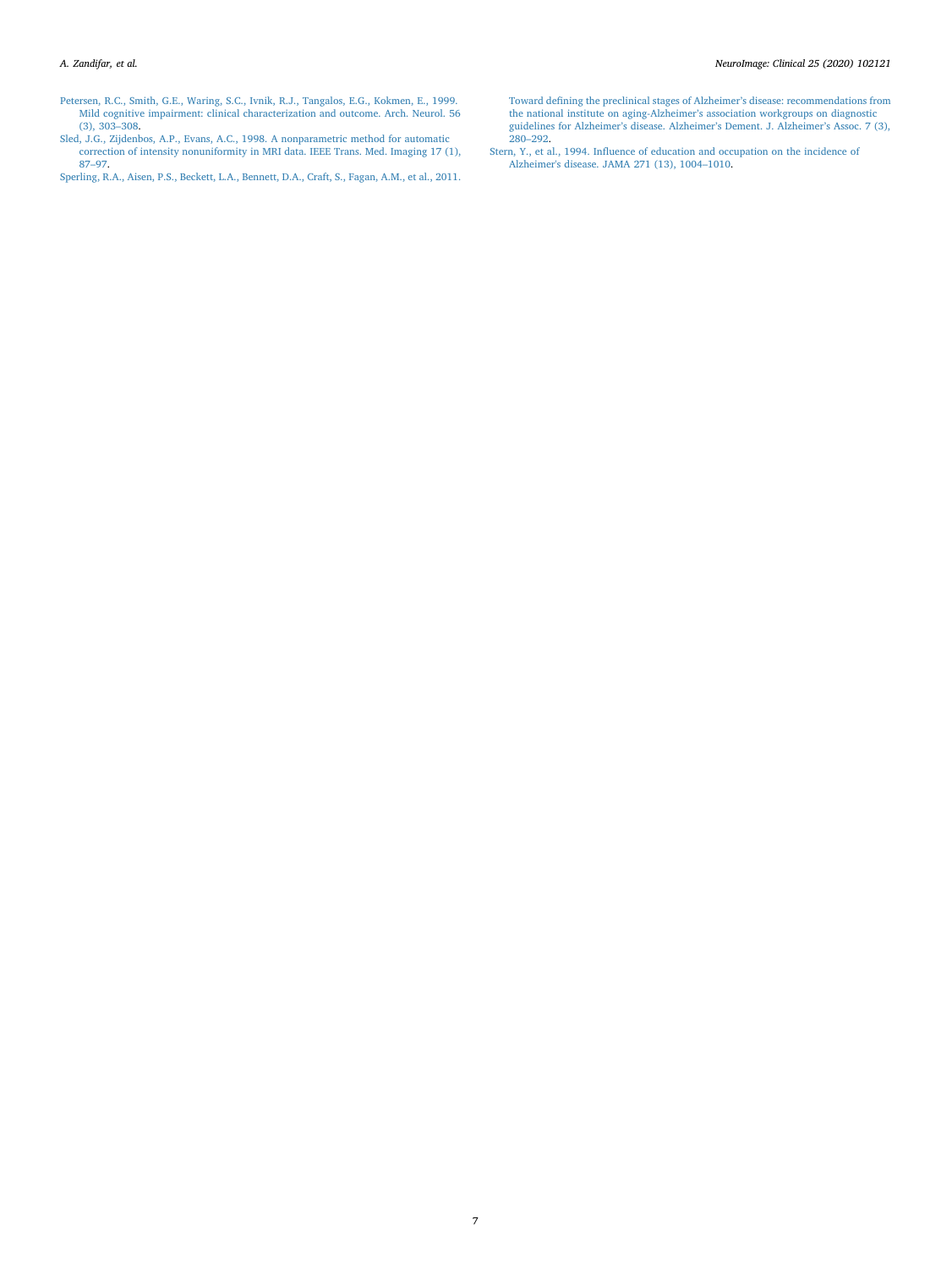Petersen, R.C., Smith, G.E., Waring, S.C., Ivnik, R.J., Tangalos, E.G., Kokmen, E., 1999. Mild cognitive impairment: clinical characterization and outcome. Arch. Neurol. 56 (3), 303–308.

Sled, J.G., Zijdenbos, A.P., Evans, A.C., 1998. A nonparametric method for automatic correction of intensity nonuniformity in MRI data. IEEE Trans. Med. Imaging 17 (1), 87–97.

Sperling, R.A., Aisen, P.S., Beckett, L.A., Bennett, D.A., Craft, S., Fagan, A.M., et al., 2011. Toward defining the preclinical stages of Alzheimer's disease: recommendations from the national institute on aging-Alzheimer's association workgroups on diagnostic guidelines for Alzheimer's disease. Alzheimer's Dement. J. Alzheimer's Assoc. 7 (3), 280–292.

Stern, Y., et al., 1994. Influence of education and occupation on the incidence of Alzheimer's disease. JAMA 271 (13), 1004–1010.